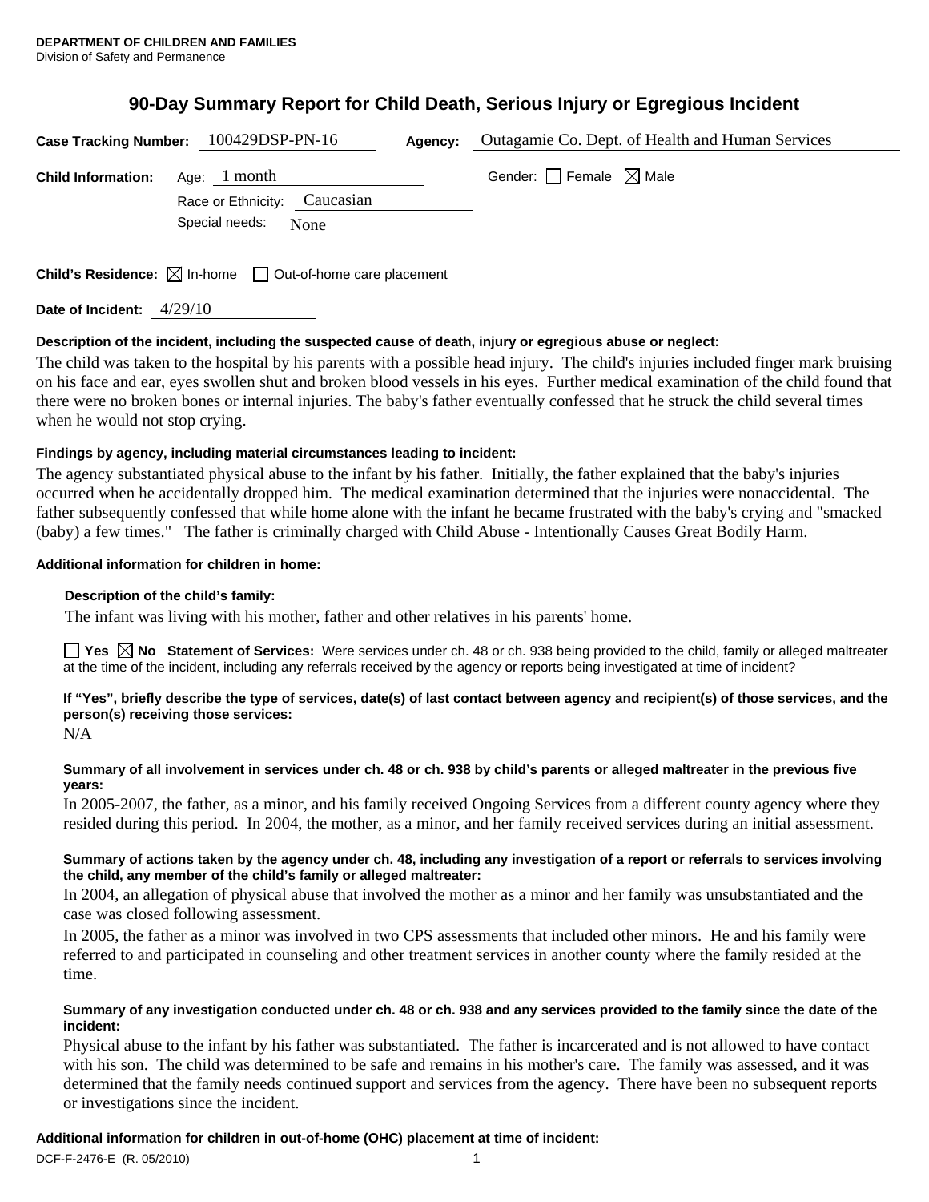**DEPARTMENT OF CHILDREN AND FAMILIES**
Division of Safety and Permanence

# 90-Day Summary Report for Child Death, Serious Injury or Egregious Incident

**Case Tracking Number:** 100429DSP-PN-16 **Agency:** Outagamie Co. Dept. of Health and Human Services

**Child Information:** Age: 1 month Gender: ☐ Female ☒ Male

Race or Ethnicity: Caucasian

Special needs: None

**Child's Residence:** ☒ In-home ☐ Out-of-home care placement

**Date of Incident:** 4/29/10

**Description of the incident, including the suspected cause of death, injury or egregious abuse or neglect:**

The child was taken to the hospital by his parents with a possible head injury. The child's injuries included finger mark bruising on his face and ear, eyes swollen shut and broken blood vessels in his eyes. Further medical examination of the child found that there were no broken bones or internal injuries. The baby's father eventually confessed that he struck the child several times when he would not stop crying.

**Findings by agency, including material circumstances leading to incident:**

The agency substantiated physical abuse to the infant by his father. Initially, the father explained that the baby's injuries occurred when he accidentally dropped him. The medical examination determined that the injuries were nonaccidental. The father subsequently confessed that while home alone with the infant he became frustrated with the baby's crying and "smacked (baby) a few times." The father is criminally charged with Child Abuse - Intentionally Causes Great Bodily Harm.

**Additional information for children in home:**

**Description of the child's family:**

The infant was living with his mother, father and other relatives in his parents' home.

☐ **Yes** ☒ **No Statement of Services:** Were services under ch. 48 or ch. 938 being provided to the child, family or alleged maltreater at the time of the incident, including any referrals received by the agency or reports being investigated at time of incident?

**If "Yes", briefly describe the type of services, date(s) of last contact between agency and recipient(s) of those services, and the person(s) receiving those services:**

N/A

**Summary of all involvement in services under ch. 48 or ch. 938 by child's parents or alleged maltreater in the previous five years:**

In 2005-2007, the father, as a minor, and his family received Ongoing Services from a different county agency where they resided during this period. In 2004, the mother, as a minor, and her family received services during an initial assessment.

**Summary of actions taken by the agency under ch. 48, including any investigation of a report or referrals to services involving the child, any member of the child's family or alleged maltreater:**

In 2004, an allegation of physical abuse that involved the mother as a minor and her family was unsubstantiated and the case was closed following assessment.

In 2005, the father as a minor was involved in two CPS assessments that included other minors. He and his family were referred to and participated in counseling and other treatment services in another county where the family resided at the time.

**Summary of any investigation conducted under ch. 48 or ch. 938 and any services provided to the family since the date of the incident:**

Physical abuse to the infant by his father was substantiated. The father is incarcerated and is not allowed to have contact with his son. The child was determined to be safe and remains in his mother's care. The family was assessed, and it was determined that the family needs continued support and services from the agency. There have been no subsequent reports or investigations since the incident.

**Additional information for children in out-of-home (OHC) placement at time of incident:**

DCF-F-2476-E (R. 05/2010)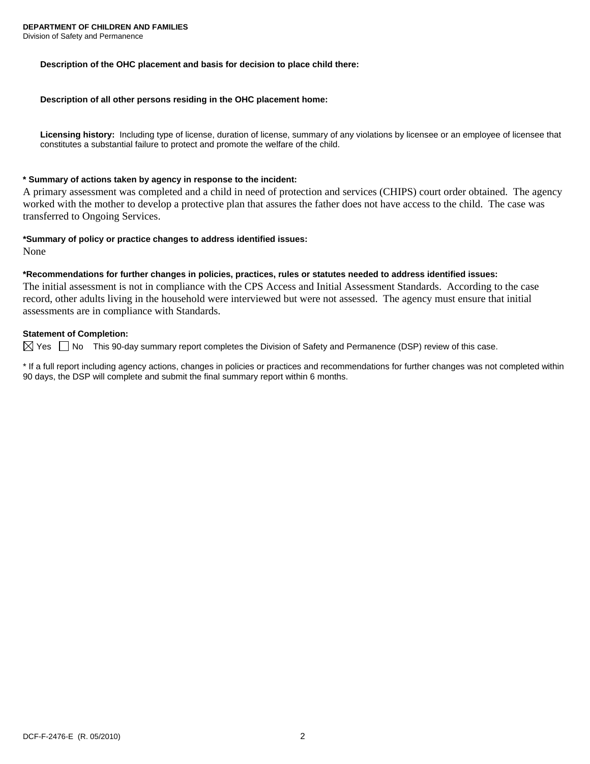**Description of the OHC placement and basis for decision to place child there:**

**Description of all other persons residing in the OHC placement home:**

**Licensing history:** Including type of license, duration of license, summary of any violations by licensee or an employee of licensee that constitutes a substantial failure to protect and promote the welfare of the child.

**\* Summary of actions taken by agency in response to the incident:**

A primary assessment was completed and a child in need of protection and services (CHIPS) court order obtained. The agency worked with the mother to develop a protective plan that assures the father does not have access to the child. The case was transferred to Ongoing Services.

**\*Summary of policy or practice changes to address identified issues:**

None

**\*Recommendations for further changes in policies, practices, rules or statutes needed to address identified issues:**

The initial assessment is not in compliance with the CPS Access and Initial Assessment Standards. According to the case record, other adults living in the household were interviewed but were not assessed. The agency must ensure that initial assessments are in compliance with Standards.

**Statement of Completion:**

☒ Yes ☐ No This 90-day summary report completes the Division of Safety and Permanence (DSP) review of this case.

\* If a full report including agency actions, changes in policies or practices and recommendations for further changes was not completed within 90 days, the DSP will complete and submit the final summary report within 6 months.